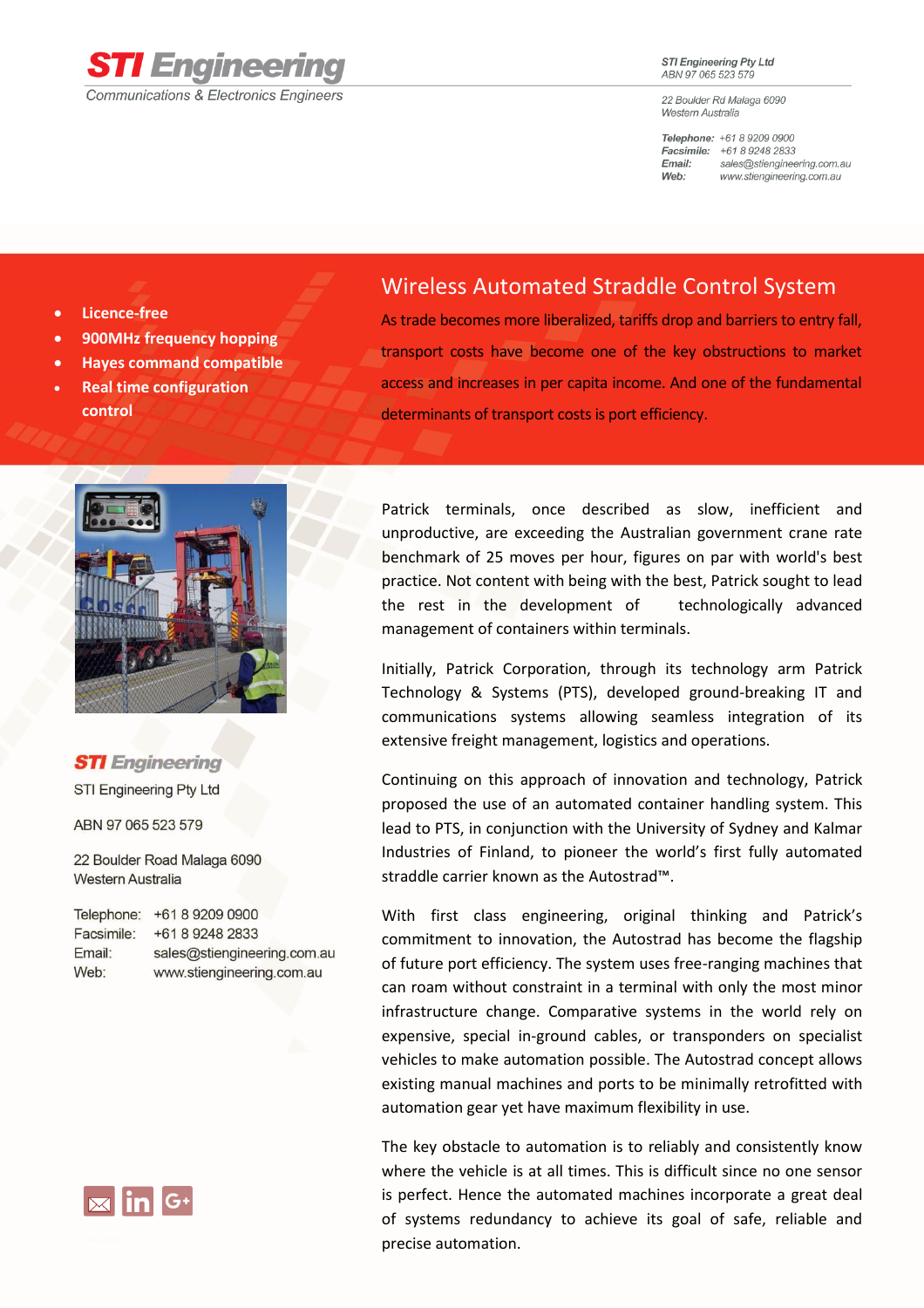**STI Engineering**
Communications & Electronics Engineers

STI Engineering Pty Ltd
ABN 97 065 523 579

22 Boulder Rd Malaga 6090
Western Australia

**Telephone:** +61 8 9209 0900
**Facsimile:** +61 8 9248 2833
**Email:** sales@stiengineering.com.au
**Web:** www.stiengineering.com.au

- **Licence-free**
- **900MHz frequency hopping**
- **Hayes command compatible**
- **Real time configuration control**

# Wireless Automated Straddle Control System

As trade becomes more liberalized, tariffs drop and barriers to entry fall, transport costs have become one of the key obstructions to market access and increases in per capita income. And one of the fundamental determinants of transport costs is port efficiency.

Patrick terminals, once described as slow, inefficient and unproductive, are exceeding the Australian government crane rate benchmark of 25 moves per hour, figures on par with world's best practice. Not content with being with the best, Patrick sought to lead the rest in the development of technologically advanced management of containers within terminals.

Initially, Patrick Corporation, through its technology arm Patrick Technology & Systems (PTS), developed ground-breaking IT and communications systems allowing seamless integration of its extensive freight management, logistics and operations.

Continuing on this approach of innovation and technology, Patrick proposed the use of an automated container handling system. This lead to PTS, in conjunction with the University of Sydney and Kalmar Industries of Finland, to pioneer the world's first fully automated straddle carrier known as the Autostrad™.

With first class engineering, original thinking and Patrick's commitment to innovation, the Autostrad has become the flagship of future port efficiency. The system uses free-ranging machines that can roam without constraint in a terminal with only the most minor infrastructure change. Comparative systems in the world rely on expensive, special in-ground cables, or transponders on specialist vehicles to make automation possible. The Autostrad concept allows existing manual machines and ports to be minimally retrofitted with automation gear yet have maximum flexibility in use.

The key obstacle to automation is to reliably and consistently know where the vehicle is at all times. This is difficult since no one sensor is perfect. Hence the automated machines incorporate a great deal of systems redundancy to achieve its goal of safe, reliable and precise automation.

**STI Engineering**
STI Engineering Pty Ltd

ABN 97 065 523 579

22 Boulder Road Malaga 6090
Western Australia

Telephone: +61 8 9209 0900
Facsimile: +61 8 9248 2833
Email: sales@stiengineering.com.au
Web: www.stiengineering.com.au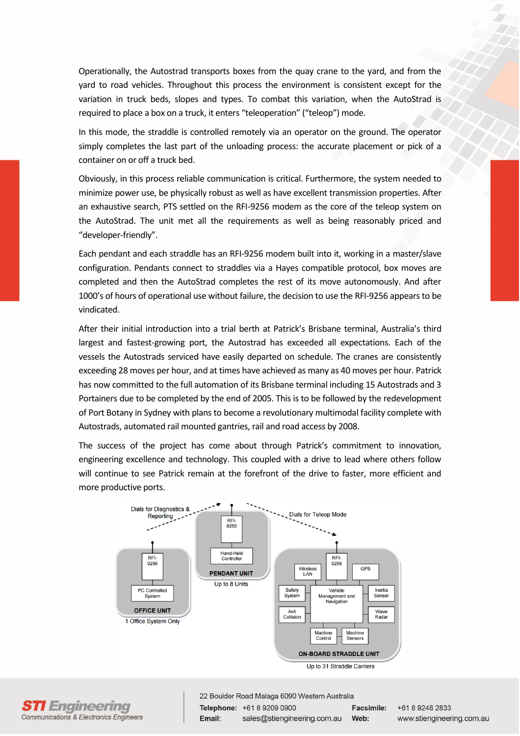Operationally, the Autostrad transports boxes from the quay crane to the yard, and from the yard to road vehicles. Throughout this process the environment is consistent except for the variation in truck beds, slopes and types. To combat this variation, when the AutoStrad is required to place a box on a truck, it enters "teleoperation" ("teleop") mode.

In this mode, the straddle is controlled remotely via an operator on the ground. The operator simply completes the last part of the unloading process: the accurate placement or pick of a container on or off a truck bed.

Obviously, in this process reliable communication is critical. Furthermore, the system needed to minimize power use, be physically robust as well as have excellent transmission properties. After an exhaustive search, PTS settled on the RFI-9256 modem as the core of the teleop system on the AutoStrad. The unit met all the requirements as well as being reasonably priced and "developer-friendly".

Each pendant and each straddle has an RFI-9256 modem built into it, working in a master/slave configuration. Pendants connect to straddles via a Hayes compatible protocol, box moves are completed and then the AutoStrad completes the rest of its move autonomously. And after 1000's of hours of operational use without failure, the decision to use the RFI-9256 appears to be vindicated.

After their initial introduction into a trial berth at Patrick's Brisbane terminal, Australia's third largest and fastest-growing port, the Autostrad has exceeded all expectations. Each of the vessels the Autostrads serviced have easily departed on schedule. The cranes are consistently exceeding 28 moves per hour, and at times have achieved as many as 40 moves per hour. Patrick has now committed to the full automation of its Brisbane terminal including 15 Autostrads and 3 Portainers due to be completed by the end of 2005. This is to be followed by the redevelopment of Port Botany in Sydney with plans to become a revolutionary multimodal facility complete with Autostrads, automated rail mounted gantries, rail and road access by 2008.

The success of the project has come about through Patrick's commitment to innovation, engineering excellence and technology. This coupled with a drive to lead where others follow will continue to see Patrick remain at the forefront of the drive to faster, more efficient and more productive ports.

Dials for Diagnostics & Reporting

Dials for Teleop Mode

RFI-9256

Hand-Held Controller

PENDANT UNIT

Up to 8 Units

RFI-9256

PC Controlled System

OFFICE UNIT

1 Office System Only

Wireless LAN

RFI-9256

GPS

Safety System

Vehicle Management and Navigation

Inertia Sensor

Anti Collision

Wave Radar

Machine Control

Machine Sensors

ON-BOARD STRADDLE UNIT

Up to 31 Straddle Carriers